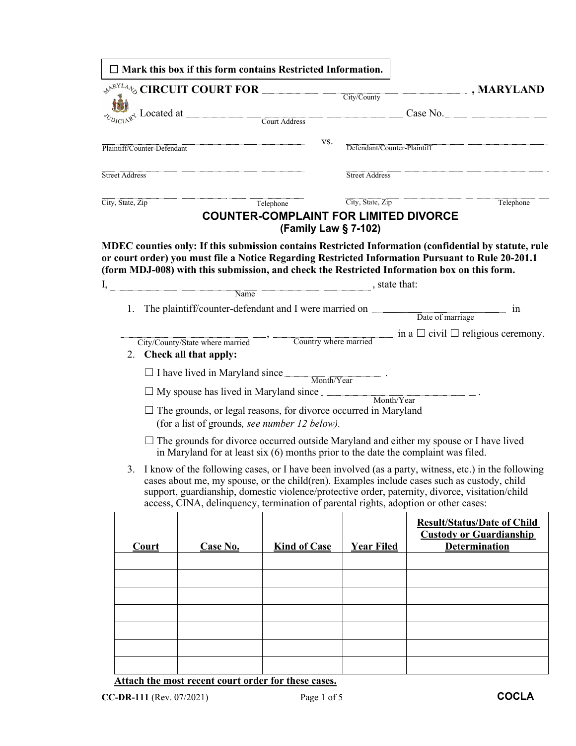☐ **Mark this box if this form contains Restricted Information.**

**CIRCUIT COURT FOR** ______________________ **, MARYLAND**
City/County

Located at ______________________ Case No. ______________
Court Address

______________________ vs. ______________________
Plaintiff/Counter-Defendant — Defendant/Counter-Plaintiff

______________________ ______________________
Street Address — Street Address

______________________ ______________________
City, State, Zip — Telephone — City, State, Zip — Telephone

## COUNTER-COMPLAINT FOR LIMITED DIVORCE
### (Family Law § 7-102)

**MDEC counties only: If this submission contains Restricted Information (confidential by statute, rule or court order) you must file a Notice Regarding Restricted Information Pursuant to Rule 20-201.1 (form MDJ-008) with this submission, and check the Restricted Information box on this form.**

I, ______________________ , state that:
Name

1. The plaintiff/counter-defendant and I were married on ______________ in
Date of marriage

______________________, ______________________ in a ☐ civil ☐ religious ceremony.
City/County/State where married — Country where married

2. **Check all that apply:**

   ☐ I have lived in Maryland since ______________ .
   Month/Year

   ☐ My spouse has lived in Maryland since ______________ .
   Month/Year

   ☐ The grounds, or legal reasons, for divorce occurred in Maryland (for a list of grounds*, see number 12 below).*

   ☐ The grounds for divorce occurred outside Maryland and either my spouse or I have lived in Maryland for at least six (6) months prior to the date the complaint was filed.

3. I know of the following cases, or I have been involved (as a party, witness, etc.) in the following cases about me, my spouse, or the child(ren). Examples include cases such as custody, child support, guardianship, domestic violence/protective order, paternity, divorce, visitation/child access, CINA, delinquency, termination of parental rights, adoption or other cases:

| Court | Case No. | Kind of Case | Year Filed | Result/Status/Date of Child Custody or Guardianship Determination |
|---|---|---|---|---|
| | | | | |
| | | | | |
| | | | | |
| | | | | |
| | | | | |
| | | | | |
| | | | | |

**Attach the most recent court order for these cases.**

CC-DR-111 (Rev. 07/2021) **COCLA**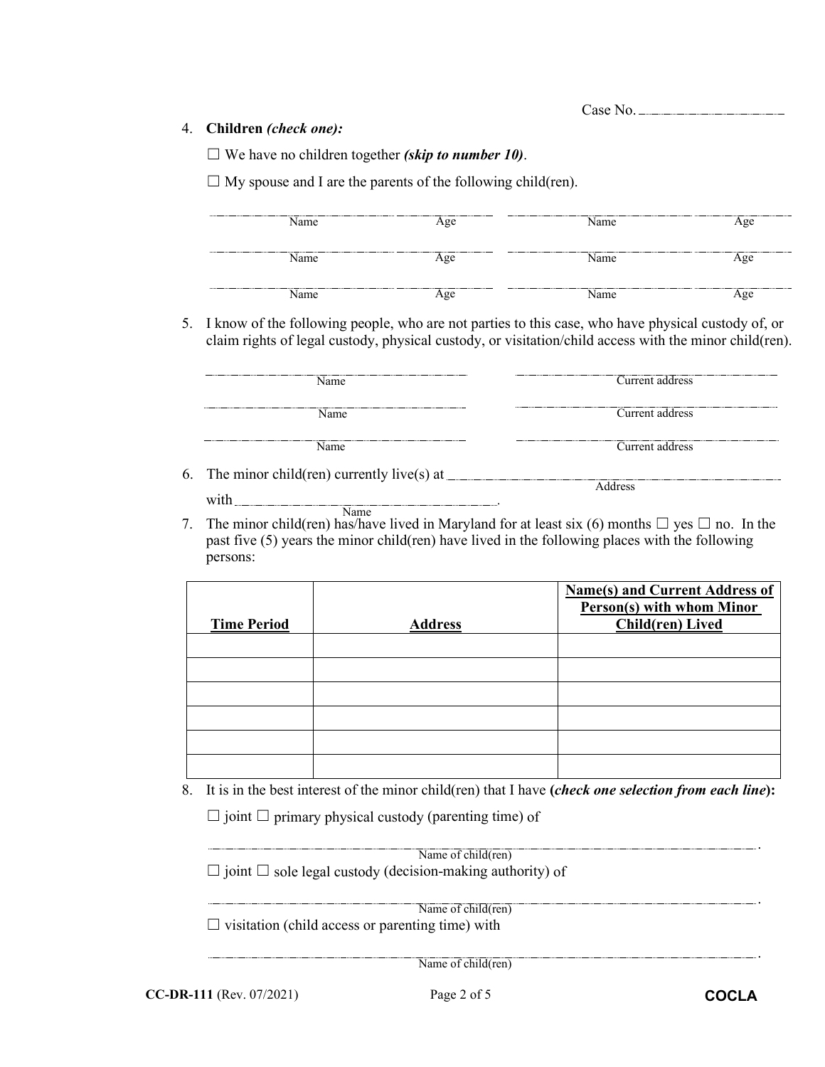Case No. ____________

4. **Children** ***(check one):***

   ☐ We have no children together ***(skip to number 10)***.

   ☐ My spouse and I are the parents of the following child(ren).

   | Name | Age | Name | Age |
   |---|---|---|---|
   | | | | |
   | | | | |
   | | | | |

5. I know of the following people, who are not parties to this case, who have physical custody of, or claim rights of legal custody, physical custody, or visitation/child access with the minor child(ren).

   | Name | Current address |
   |---|---|
   | | |
   | | |
   | | |

6. The minor child(ren) currently live(s) at ______________________________ (Address)
   with ______________________________ (Name).

7. The minor child(ren) has/have lived in Maryland for at least six (6) months ☐ yes ☐ no. In the past five (5) years the minor child(ren) have lived in the following places with the following persons:

| Time Period | Address | Name(s) and Current Address of Person(s) with whom Minor Child(ren) Lived |
|---|---|---|
| | | |
| | | |
| | | |
| | | |
| | | |
| | | |

8. It is in the best interest of the minor child(ren) that I have **(*check one selection from each line*)**:

   ☐ joint ☐ primary physical custody (parenting time) of

   ______________________________ (Name of child(ren)).

   ☐ joint ☐ sole legal custody (decision-making authority) of

   ______________________________ (Name of child(ren)).

   ☐ visitation (child access or parenting time) with

   ______________________________ (Name of child(ren)).

**CC-DR-111** (Rev. 07/2021) **COCLA**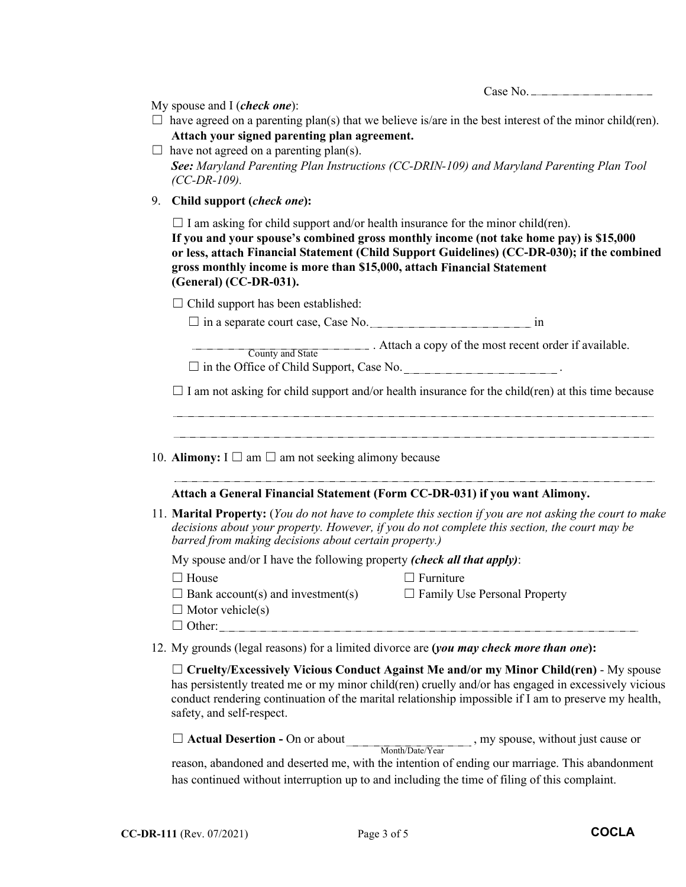Case No. ______________

My spouse and I (***check one***):

☐ have agreed on a parenting plan(s) that we believe is/are in the best interest of the minor child(ren). **Attach your signed parenting plan agreement.**

☐ have not agreed on a parenting plan(s).
*__See:__ Maryland Parenting Plan Instructions (CC-DRIN-109) and Maryland Parenting Plan Tool (CC-DR-109).*

9. **Child support (*check one*):**

   ☐ I am asking for child support and/or health insurance for the minor child(ren).
   **If you and your spouse's combined gross monthly income (not take home pay) is $15,000 or less, attach Financial Statement (Child Support Guidelines) (CC-DR-030); if the combined gross monthly income is more than $15,000, attach Financial Statement (General) (CC-DR-031).**

   ☐ Child support has been established:

   ☐ in a separate court case, Case No. ______________ in ______________ (County and State). Attach a copy of the most recent order if available.

   ☐ in the Office of Child Support, Case No. ______________ .

   ☐ I am not asking for child support and/or health insurance for the child(ren) at this time because ______________________________________________

   ______________________________________________

10. **Alimony:** I ☐ am ☐ am not seeking alimony because ______________________________________________

    **Attach a General Financial Statement (Form CC-DR-031) if you want Alimony.**

11. **Marital Property:** (*You do not have to complete this section if you are not asking the court to make decisions about your property. However, if you do not complete this section, the court may be barred from making decisions about certain property.)*

    My spouse and/or I have the following property ***(check all that apply)***:

    ☐ House
    ☐ Furniture
    ☐ Bank account(s) and investment(s)
    ☐ Family Use Personal Property
    ☐ Motor vehicle(s)
    ☐ Other: ______________________________________________

12. My grounds (legal reasons) for a limited divorce are **(*you may check more than one*):**

    ☐ **Cruelty/Excessively Vicious Conduct Against Me and/or my Minor Child(ren)** - My spouse has persistently treated me or my minor child(ren) cruelly and/or has engaged in excessively vicious conduct rendering continuation of the marital relationship impossible if I am to preserve my health, safety, and self-respect.

    ☐ **Actual Desertion -** On or about ______________ (Month/Date/Year), my spouse, without just cause or reason, abandoned and deserted me, with the intention of ending our marriage. This abandonment has continued without interruption up to and including the time of filing of this complaint.

**CC-DR-111** (Rev. 07/2021)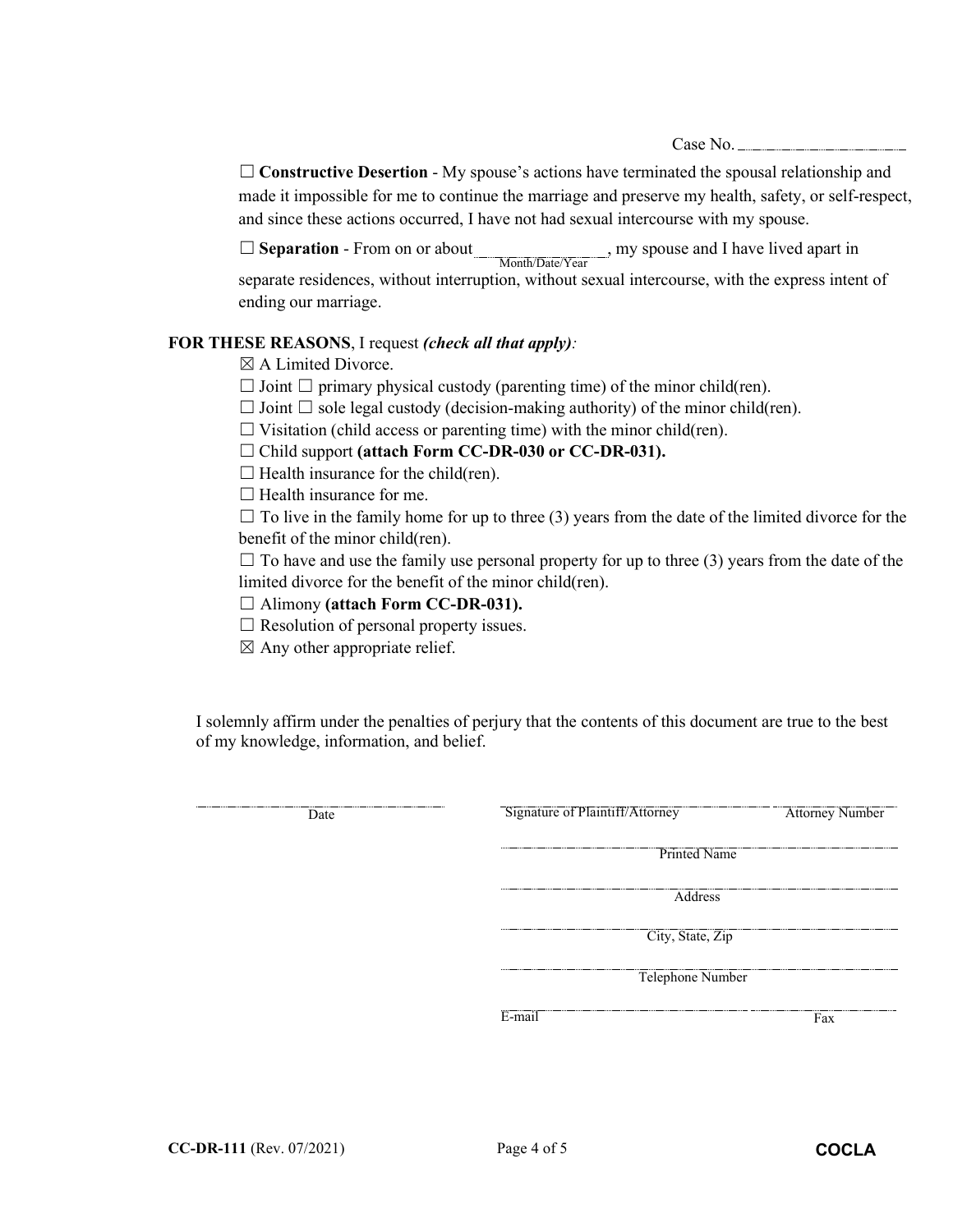Case No. ______________

☐ **Constructive Desertion** - My spouse's actions have terminated the spousal relationship and made it impossible for me to continue the marriage and preserve my health, safety, or self-respect, and since these actions occurred, I have not had sexual intercourse with my spouse.

☐ **Separation** - From on or about ______________ (Month/Date/Year), my spouse and I have lived apart in separate residences, without interruption, without sexual intercourse, with the express intent of ending our marriage.

**FOR THESE REASONS**, I request ***(check all that apply)***:

☒ A Limited Divorce.

☐ Joint ☐ primary physical custody (parenting time) of the minor child(ren).

☐ Joint ☐ sole legal custody (decision-making authority) of the minor child(ren).

☐ Visitation (child access or parenting time) with the minor child(ren).

☐ Child support **(attach Form CC-DR-030 or CC-DR-031).**

☐ Health insurance for the child(ren).

☐ Health insurance for me.

☐ To live in the family home for up to three (3) years from the date of the limited divorce for the benefit of the minor child(ren).

☐ To have and use the family use personal property for up to three (3) years from the date of the limited divorce for the benefit of the minor child(ren).

☐ Alimony **(attach Form CC-DR-031).**

☐ Resolution of personal property issues.

☒ Any other appropriate relief.

I solemnly affirm under the penalties of perjury that the contents of this document are true to the best of my knowledge, information, and belief.

______________________ Date

______________________ Signature of Plaintiff/Attorney ______________ Attorney Number

______________________ Printed Name

______________________ Address

______________________ City, State, Zip

______________________ Telephone Number

______________________ E-mail ______________ Fax

**CC-DR-111** (Rev. 07/2021) **COCLA**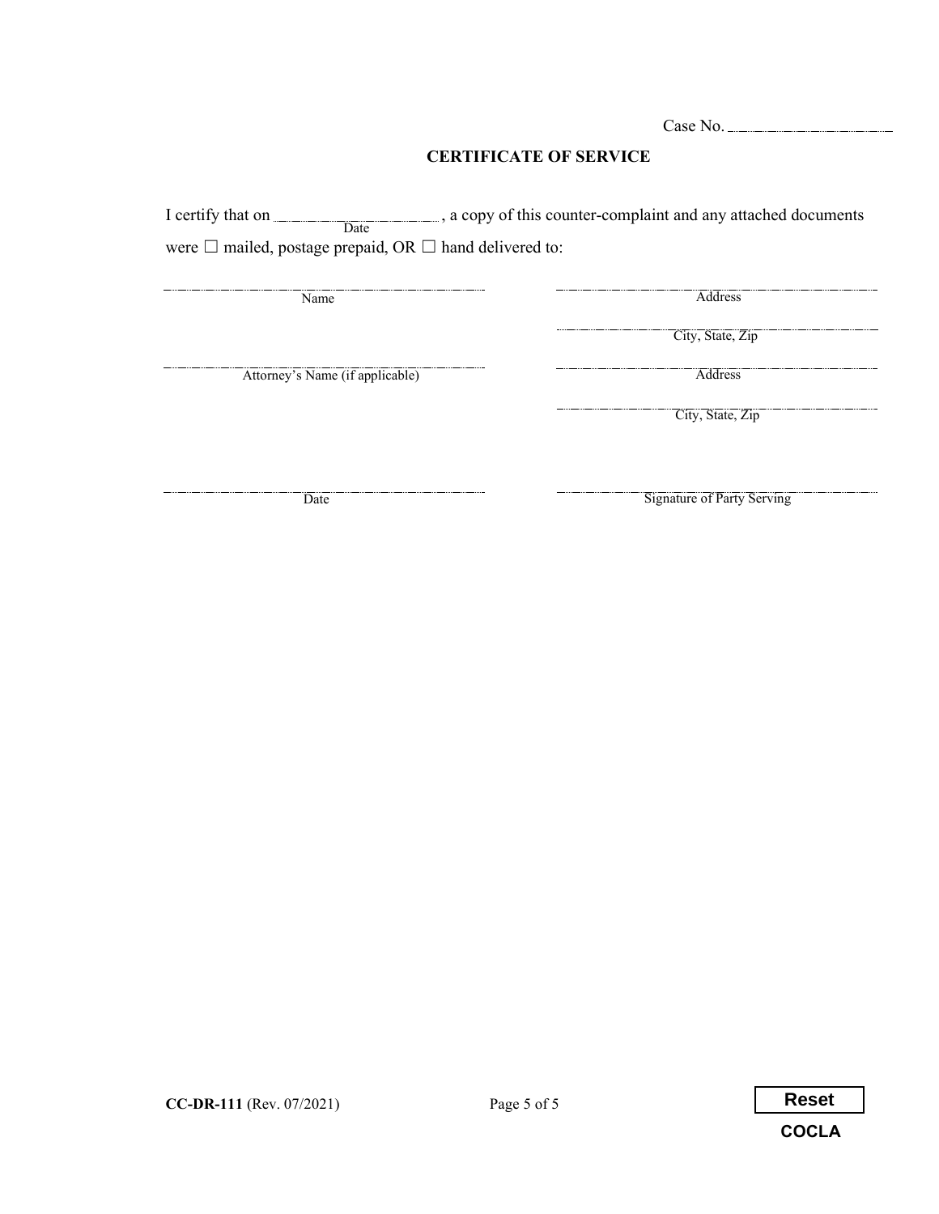Case No. ______________

## CERTIFICATE OF SERVICE

I certify that on ______________ (Date), a copy of this counter-complaint and any attached documents were ☐ mailed, postage prepaid, OR ☐ hand delivered to:

| | |
|---|---|
| ______________________ | ______________________ |
| Name | Address |
| | ______________________ |
| | City, State, Zip |
| ______________________ | ______________________ |
| Attorney's Name (if applicable) | Address |
| | ______________________ |
| | City, State, Zip |
| ______________________ | ______________________ |
| Date | Signature of Party Serving |

**CC-DR-111** (Rev. 07/2021)

**Reset**

**COCLA**